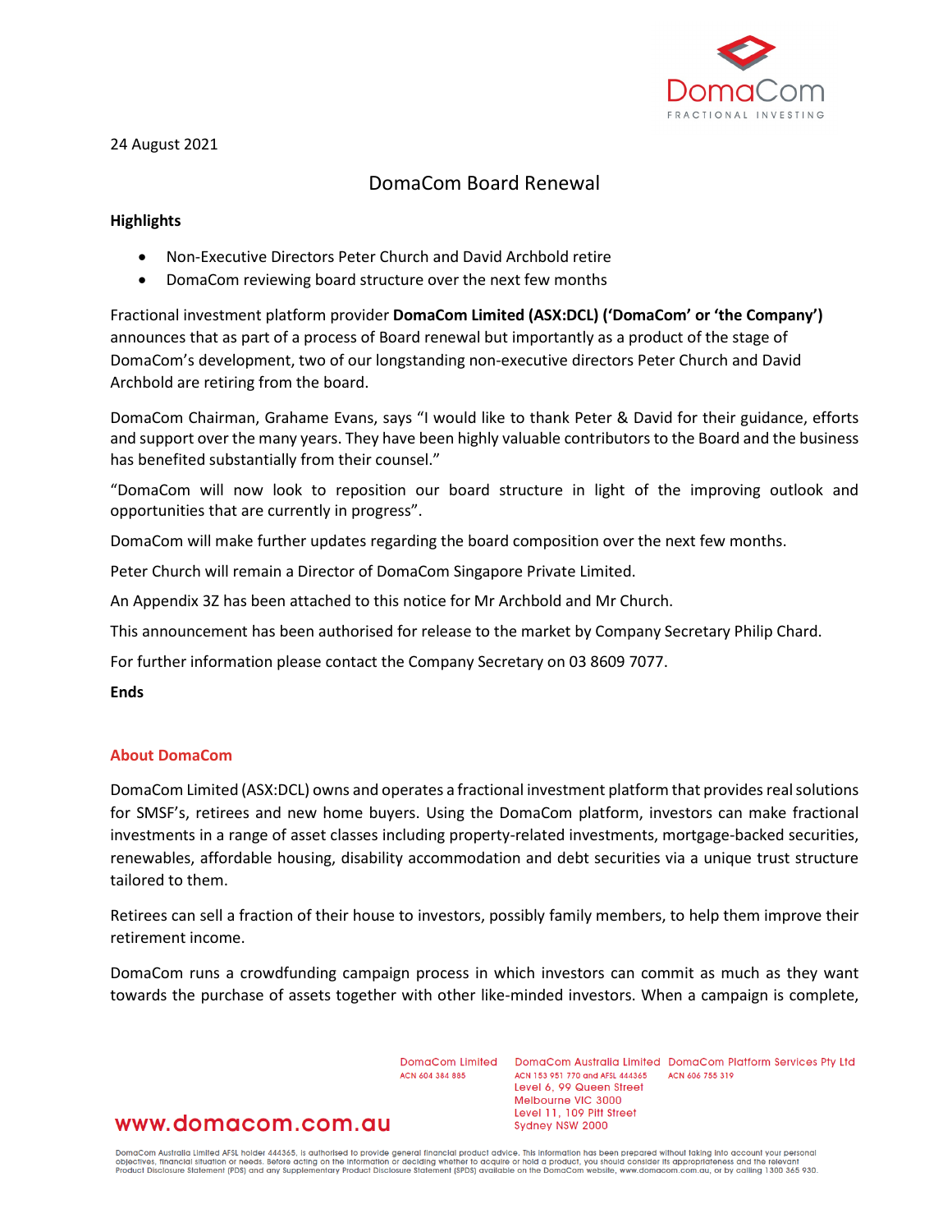24 August 2021

# DomaCom Board Renewal

**Highlights**

- Non-Executive Directors Peter Church and David Archbold retire
- DomaCom reviewing board structure over the next few months

Fractional investment platform provider **DomaCom Limited (ASX:DCL) ('DomaCom' or 'the Company')** announces that as part of a process of Board renewal but importantly as a product of the stage of DomaCom's development, two of our longstanding non-executive directors Peter Church and David Archbold are retiring from the board.

DomaCom Chairman, Grahame Evans, says "I would like to thank Peter & David for their guidance, efforts and support over the many years. They have been highly valuable contributors to the Board and the business has benefited substantially from their counsel."

"DomaCom will now look to reposition our board structure in light of the improving outlook and opportunities that are currently in progress".

DomaCom will make further updates regarding the board composition over the next few months.

Peter Church will remain a Director of DomaCom Singapore Private Limited.

An Appendix 3Z has been attached to this notice for Mr Archbold and Mr Church.

This announcement has been authorised for release to the market by Company Secretary Philip Chard.

For further information please contact the Company Secretary on 03 8609 7077.

**Ends**

## About DomaCom

DomaCom Limited (ASX:DCL) owns and operates a fractional investment platform that provides real solutions for SMSF's, retirees and new home buyers. Using the DomaCom platform, investors can make fractional investments in a range of asset classes including property-related investments, mortgage-backed securities, renewables, affordable housing, disability accommodation and debt securities via a unique trust structure tailored to them.

Retirees can sell a fraction of their house to investors, possibly family members, to help them improve their retirement income.

DomaCom runs a crowdfunding campaign process in which investors can commit as much as they want towards the purchase of assets together with other like-minded investors. When a campaign is complete,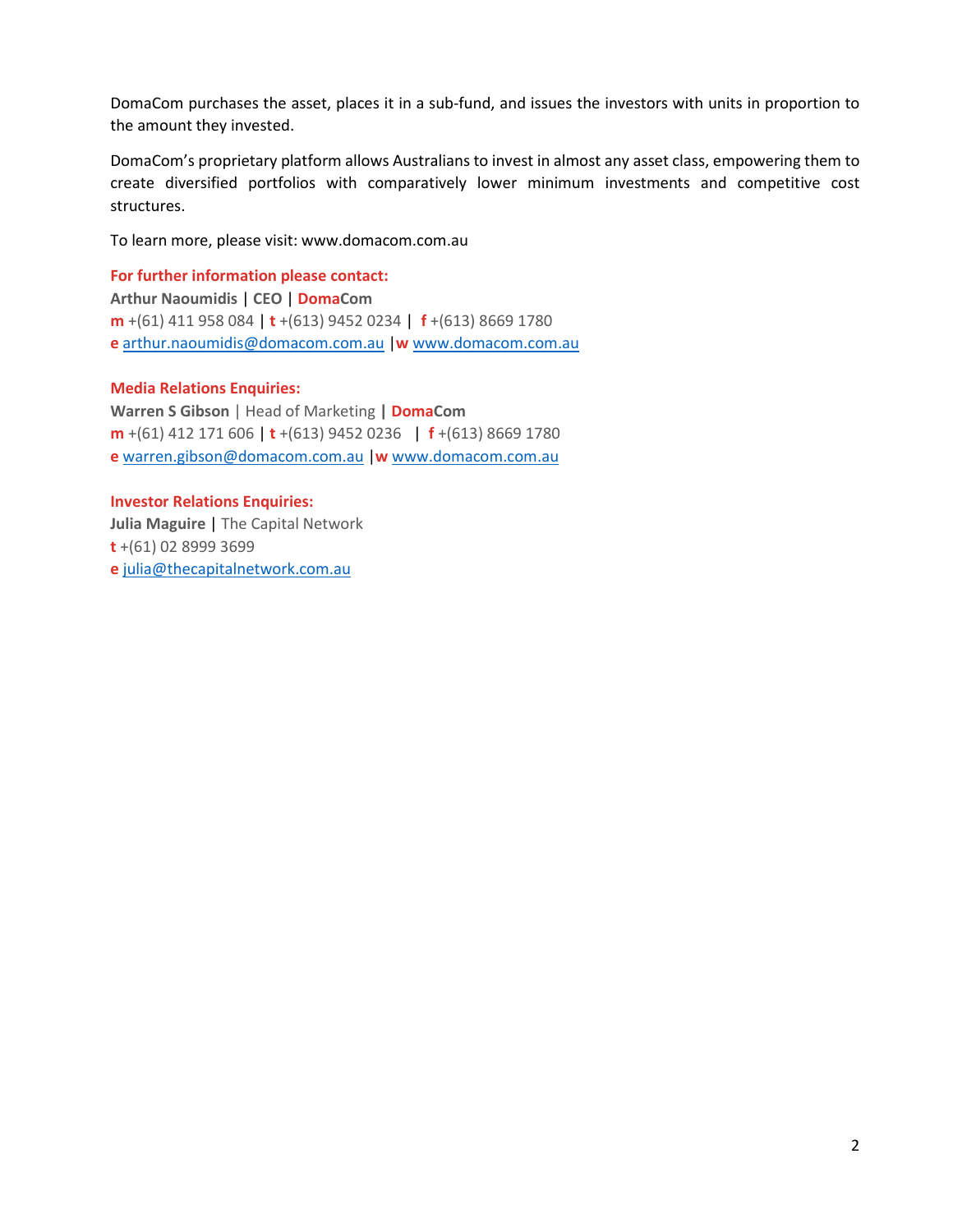DomaCom purchases the asset, places it in a sub-fund, and issues the investors with units in proportion to the amount they invested.

DomaCom's proprietary platform allows Australians to invest in almost any asset class, empowering them to create diversified portfolios with comparatively lower minimum investments and competitive cost structures.

To learn more, please visit: www.domacom.com.au

**For further information please contact:**
**Arthur Naoumidis | CEO | DomaCom**
**m** +(61) 411 958 084 | **t** +(613) 9452 0234 | **f** +(613) 8669 1780
**e** arthur.naoumidis@domacom.com.au | **w** www.domacom.com.au

**Media Relations Enquiries:**
**Warren S Gibson** | Head of Marketing | **DomaCom**
**m** +(61) 412 171 606 | **t** +(613) 9452 0236 | **f** +(613) 8669 1780
**e** warren.gibson@domacom.com.au | **w** www.domacom.com.au

**Investor Relations Enquiries:**
**Julia Maguire** | The Capital Network
**t** +(61) 02 8999 3699
**e** julia@thecapitalnetwork.com.au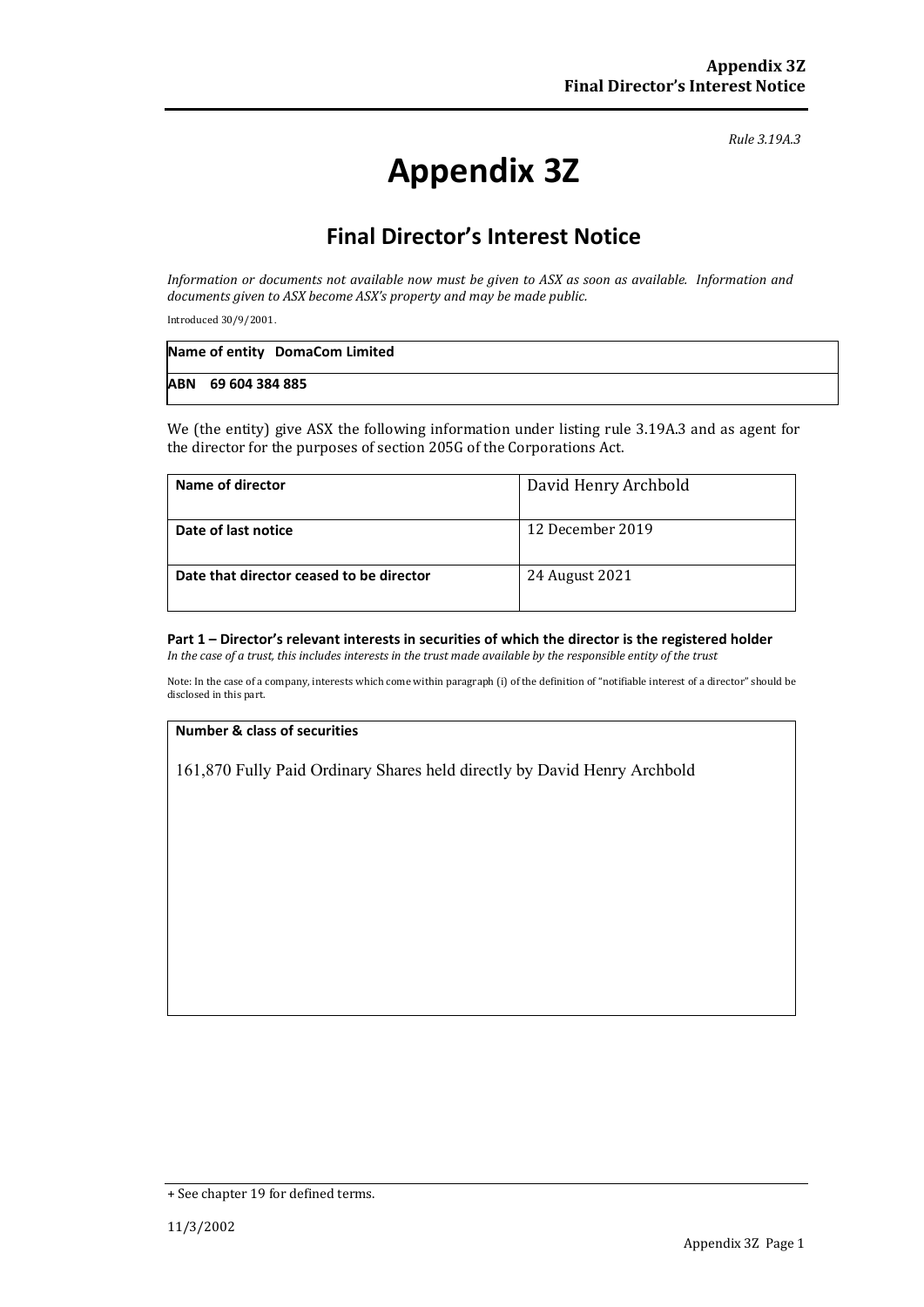*Rule 3.19A.3*

# Appendix 3Z

## Final Director's Interest Notice

*Information or documents not available now must be given to ASX as soon as available. Information and documents given to ASX become ASX's property and may be made public.*

Introduced 30/9/2001.

| | |
|---|---|
| **Name of entity** | **DomaCom Limited** |
| **ABN** | **69 604 384 885** |

We (the entity) give ASX the following information under listing rule 3.19A.3 and as agent for the director for the purposes of section 205G of the Corporations Act.

| | |
|---|---|
| **Name of director** | David Henry Archbold |
| **Date of last notice** | 12 December 2019 |
| **Date that director ceased to be director** | 24 August 2021 |

### Part 1 – Director's relevant interests in securities of which the director is the registered holder

*In the case of a trust, this includes interests in the trust made available by the responsible entity of the trust*

Note: In the case of a company, interests which come within paragraph (i) of the definition of "notifiable interest of a director" should be disclosed in this part.

| Number & class of securities |
|---|
| 161,870 Fully Paid Ordinary Shares held directly by David Henry Archbold |

+ See chapter 19 for defined terms.

11/3/2002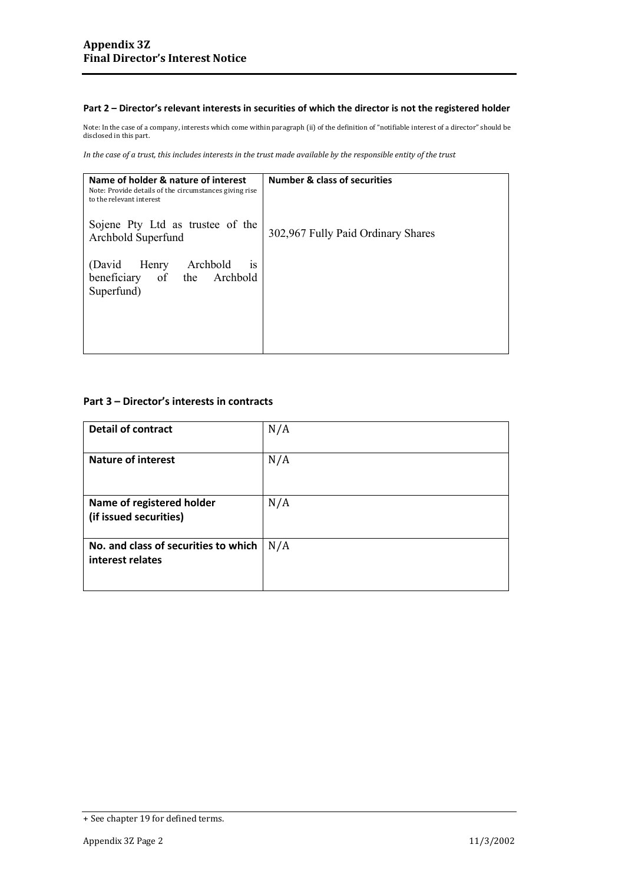## Part 2 – Director's relevant interests in securities of which the director is not the registered holder

Note: In the case of a company, interests which come within paragraph (ii) of the definition of "notifiable interest of a director" should be disclosed in this part.

*In the case of a trust, this includes interests in the trust made available by the responsible entity of the trust*

| Name of holder & nature of interest<br>Note: Provide details of the circumstances giving rise to the relevant interest | Number & class of securities |
|---|---|
| Sojene Pty Ltd as trustee of the Archbold Superfund<br><br>(David Henry Archbold is beneficiary of the Archbold Superfund) | 302,967 Fully Paid Ordinary Shares |

## Part 3 – Director's interests in contracts

| | |
|---|---|
| **Detail of contract** | N/A |
| **Nature of interest** | N/A |
| **Name of registered holder (if issued securities)** | N/A |
| **No. and class of securities to which interest relates** | N/A |

+ See chapter 19 for defined terms.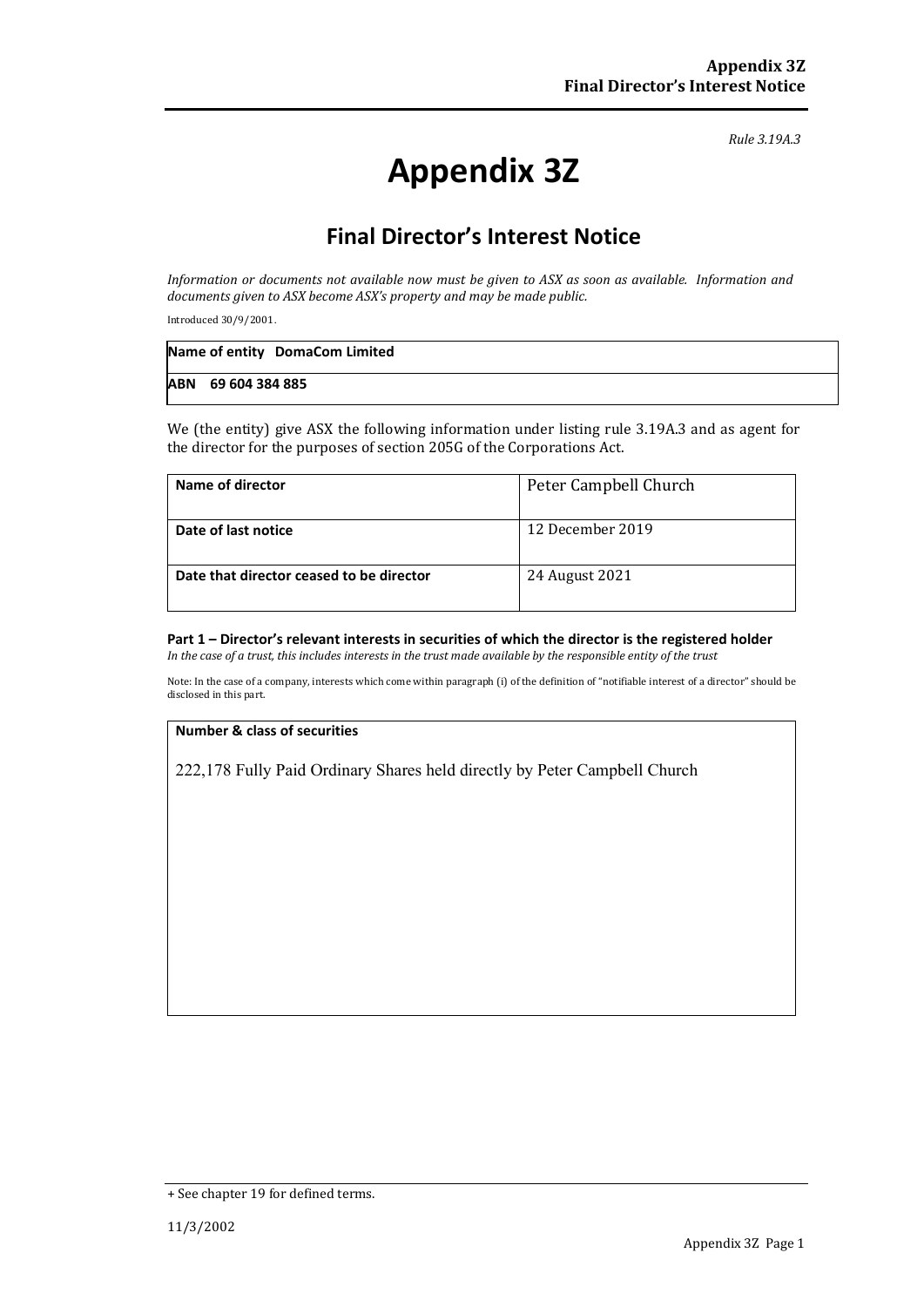*Rule 3.19A.3*

# Appendix 3Z

## Final Director's Interest Notice

*Information or documents not available now must be given to ASX as soon as available. Information and documents given to ASX become ASX's property and may be made public.*

Introduced 30/9/2001.

| **Name of entity** DomaCom Limited |
|---|
| **ABN** 69 604 384 885 |

We (the entity) give ASX the following information under listing rule 3.19A.3 and as agent for the director for the purposes of section 205G of the Corporations Act.

| **Name of director** | Peter Campbell Church |
|---|---|
| **Date of last notice** | 12 December 2019 |
| **Date that director ceased to be director** | 24 August 2021 |

#### Part 1 – Director's relevant interests in securities of which the director is the registered holder

*In the case of a trust, this includes interests in the trust made available by the responsible entity of the trust*

Note: In the case of a company, interests which come within paragraph (i) of the definition of "notifiable interest of a director" should be disclosed in this part.

| **Number & class of securities** |
|---|
| 222,178 Fully Paid Ordinary Shares held directly by Peter Campbell Church |

+ See chapter 19 for defined terms.

11/3/2002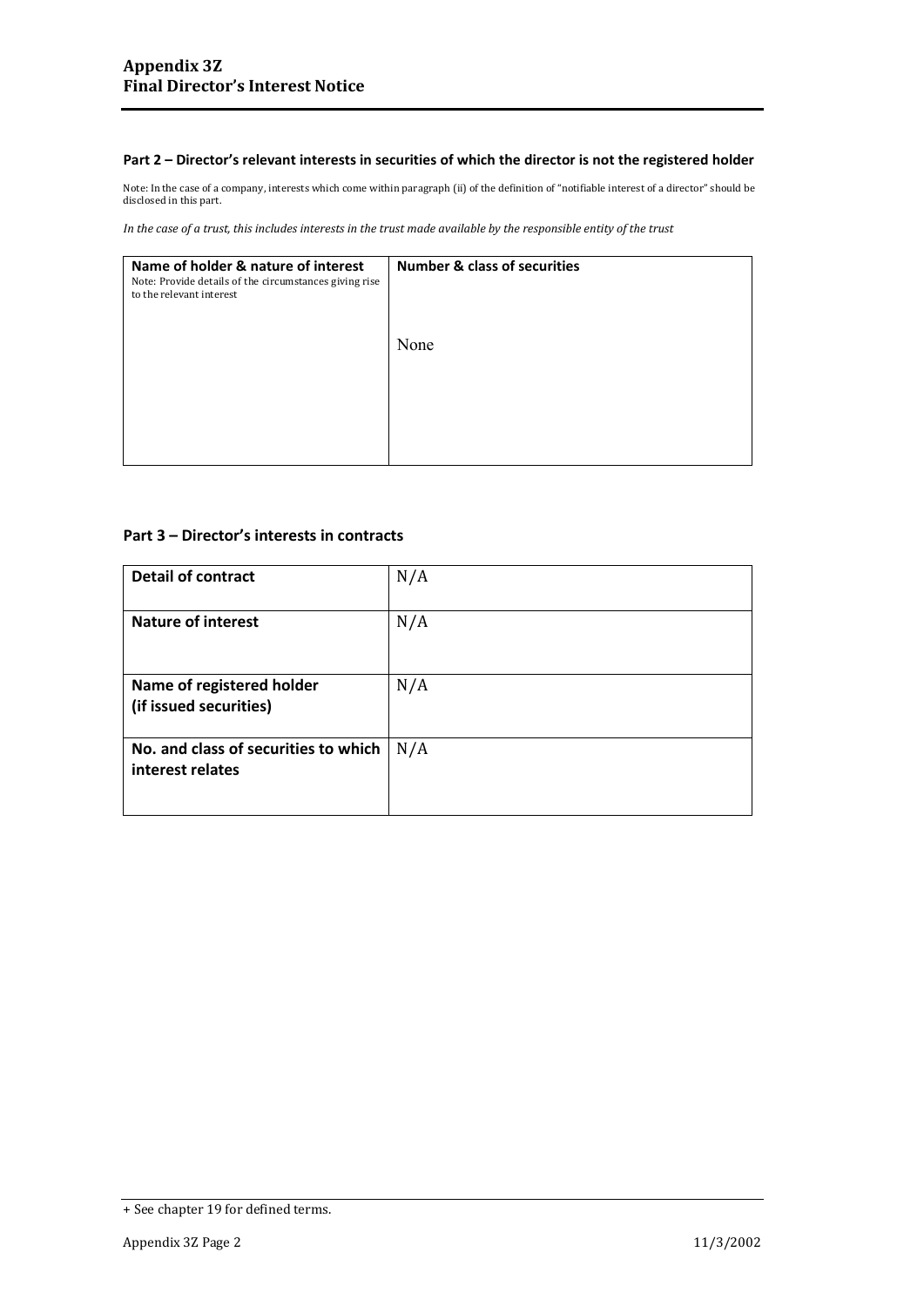### Part 2 – Director's relevant interests in securities of which the director is not the registered holder

Note: In the case of a company, interests which come within paragraph (ii) of the definition of "notifiable interest of a director" should be disclosed in this part.

*In the case of a trust, this includes interests in the trust made available by the responsible entity of the trust*

| **Name of holder & nature of interest**<br>Note: Provide details of the circumstances giving rise to the relevant interest | **Number & class of securities** |
|---|---|
| | None |

### Part 3 – Director's interests in contracts

| | |
|---|---|
| **Detail of contract** | N/A |
| **Nature of interest** | N/A |
| **Name of registered holder (if issued securities)** | N/A |
| **No. and class of securities to which interest relates** | N/A |

+ See chapter 19 for defined terms.